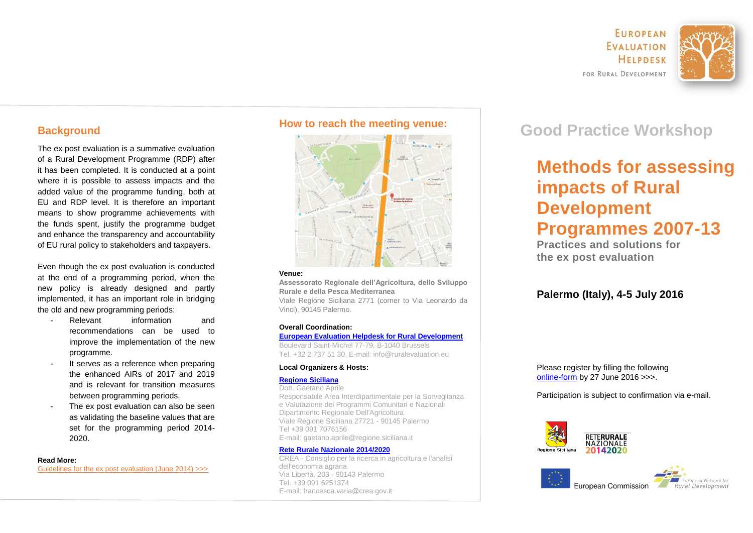EUROPEAN EVALUATION HELPDESK FOR RURAL DEVELOPMENT

## Background

The ex post evaluation is a summative evaluation of a Rural Development Programme (RDP) after it has been completed. It is conducted at a point where it is possible to assess impacts and the added value of the programme funding, both at EU and RDP level. It is therefore an important means to show programme achievements with the funds spent, justify the programme budget and enhance the transparency and accountability of EU rural policy to stakeholders and taxpayers.

Even though the ex post evaluation is conducted at the end of a programming period, when the new policy is already designed and partly implemented, it has an important role in bridging the old and new programming periods:

- Relevant information and recommendations can be used to improve the implementation of the new programme.
- It serves as a reference when preparing the enhanced AIRs of 2017 and 2019 and is relevant for transition measures between programming periods.
- The ex post evaluation can also be seen as validating the baseline values that are set for the programming period 2014-2020.

**Read More:**
Guidelines for the ex post evaluation (June 2014) >>>

## How to reach the meeting venue:

**Venue:**
**Assessorato Regionale dell'Agricoltura, dello Sviluppo Rurale e della Pesca Mediterranea**
Viale Regione Siciliana 2771 (corner to Via Leonardo da Vinci), 90145 Palermo.

**Overall Coordination:**
**European Evaluation Helpdesk for Rural Development**
Boulevard Saint-Michel 77-79, B-1040 Brussels
Tel. +32 2 737 51 30, E-mail: info@ruralevaluation.eu

**Local Organizers & Hosts:**

**Regione Siciliana**
Dott. Gaetano Aprile
Responsabile Area Interdipartimentale per la Sorveglianza e Valutazione dei Programmi Comunitari e Nazionali
Dipartimento Regionale Dell'Agricoltura
Viale Regione Siciliana 27721 - 90145 Palermo
Tel +39 091 7076156
E-mail: gaetano.aprile@regione.siciliana.it

**Rete Rurale Nazionale 2014/2020**
CREA - Consiglio per la ricerca in agricoltura e l'analisi dell'economia agraria
Via Libertà, 203 - 90143 Palermo
Tel. +39 091 6251374
E-mail: francesca.varia@crea.gov.it

# Good Practice Workshop

# Methods for assessing impacts of Rural Development Programmes 2007-13

### Practices and solutions for the ex post evaluation

### Palermo (Italy), 4-5 July 2016

Please register by filling the following online-form by 27 June 2016 >>>.

Participation is subject to confirmation via e-mail.

Regione Siciliana | RETERURALE NAZIONALE 20142020 | European Commission | European Network for Rural Development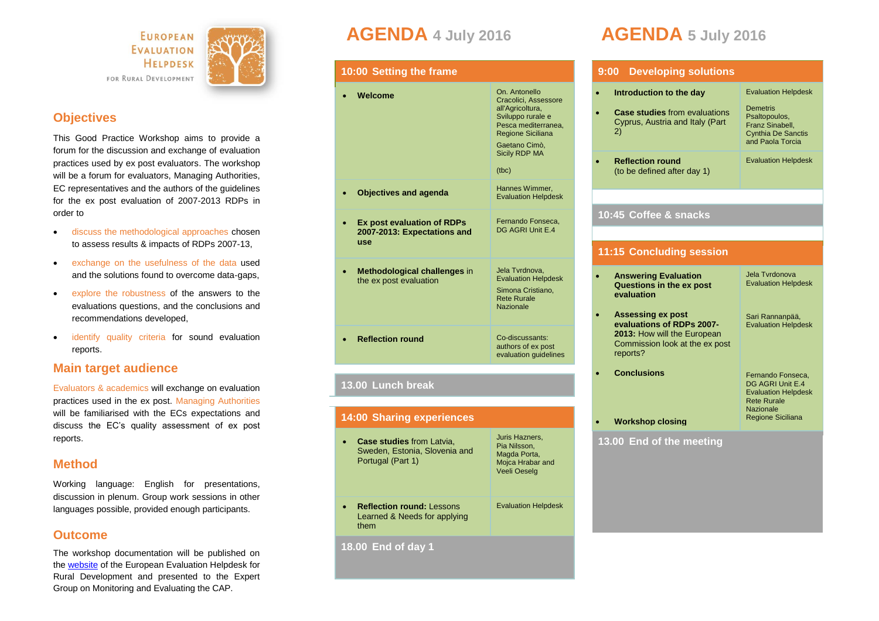EUROPEAN EVALUATION HELPDESK FOR RURAL DEVELOPMENT

## Objectives

This Good Practice Workshop aims to provide a forum for the discussion and exchange of evaluation practices used by ex post evaluators. The workshop will be a forum for evaluators, Managing Authorities, EC representatives and the authors of the guidelines for the ex post evaluation of 2007-2013 RDPs in order to

- discuss the methodological approaches chosen to assess results & impacts of RDPs 2007-13,
- exchange on the usefulness of the data used and the solutions found to overcome data-gaps,
- explore the robustness of the answers to the evaluations questions, and the conclusions and recommendations developed,
- identify quality criteria for sound evaluation reports.

## Main target audience

Evaluators & academics will exchange on evaluation practices used in the ex post. Managing Authorities will be familiarised with the ECs expectations and discuss the EC's quality assessment of ex post reports.

## Method

Working language: English for presentations, discussion in plenum. Group work sessions in other languages possible, provided enough participants.

## Outcome

The workshop documentation will be published on the website of the European Evaluation Helpdesk for Rural Development and presented to the Expert Group on Monitoring and Evaluating the CAP.

# AGENDA 4 July 2016

| | |
|---|---|
| **10:00 Setting the frame** | |
| **Welcome** | On. Antonello Cracolici, Assessore all'Agricoltura, Sviluppo rurale e Pesca mediterranea, Regione Siciliana<br>Gaetano Cimò, Sicily RDP MA<br>(tbc) |
| **Objectives and agenda** | Hannes Wimmer, Evaluation Helpdesk |
| **Ex post evaluation of RDPs 2007-2013: Expectations and use** | Fernando Fonseca, DG AGRI Unit E.4 |
| **Methodological challenges** in the ex post evaluation | Jela Tvrdnova, Evaluation Helpdesk<br>Simona Cristiano, Rete Rurale Nazionale |
| **Reflection round** | Co-discussants: authors of ex post evaluation guidelines |
| **13.00 Lunch break** | |
| **14:00 Sharing experiences** | |
| **Case studies** from Latvia, Sweden, Estonia, Slovenia and Portugal (Part 1) | Juris Hazners, Pia Nilsson, Magda Porta, Mojca Hrabar and Veeli Oeselg |
| **Reflection round:** Lessons Learned & Needs for applying them | Evaluation Helpdesk |
| **18.00 End of day 1** | |

# AGENDA 5 July 2016

| | |
|---|---|
| **9:00 Developing solutions** | |
| **Introduction to the day** | Evaluation Helpdesk |
| **Case studies** from evaluations Cyprus, Austria and Italy (Part 2) | Demetris Psaltopoulos, Franz Sinabell, Cynthia De Sanctis and Paola Torcia |
| **Reflection round** (to be defined after day 1) | Evaluation Helpdesk |
| **10:45 Coffee & snacks** | |
| **11:15 Concluding session** | |
| **Answering Evaluation Questions in the ex post evaluation** | Jela Tvrdonova Evaluation Helpdesk |
| **Assessing ex post evaluations of RDPs 2007-2013:** How will the European Commission look at the ex post reports? | Sari Rannanpää, Evaluation Helpdesk |
| **Conclusions**<br>**Workshop closing** | Fernando Fonseca, DG AGRI Unit E.4<br>Evaluation Helpdesk<br>Rete Rurale Nazionale<br>Regione Siciliana |
| **13.00 End of the meeting** | |